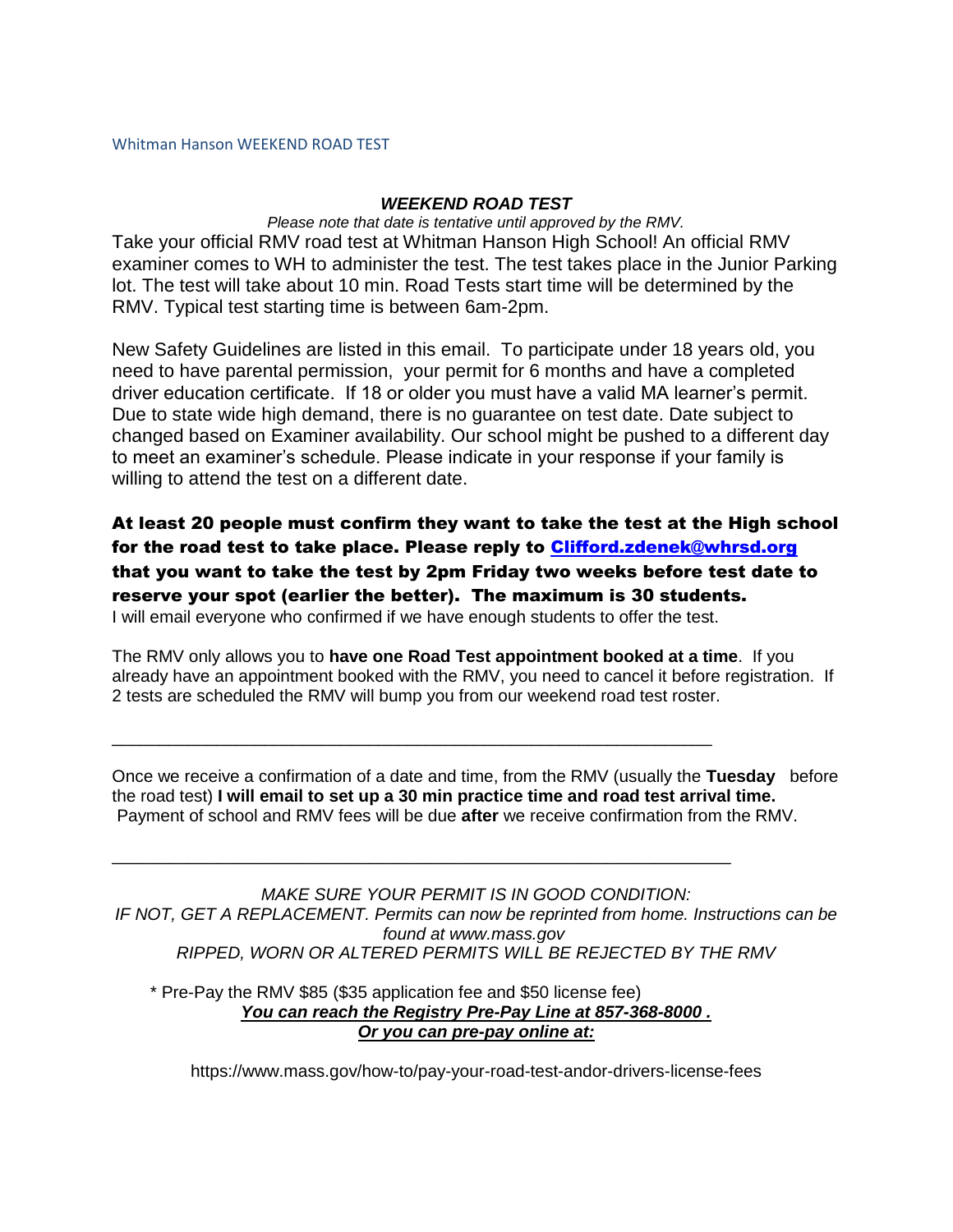Whitman Hanson WEEKEND ROAD TEST

## ***WEEKEND ROAD TEST***

*Please note that date is tentative until approved by the RMV.*

Take your official RMV road test at Whitman Hanson High School! An official RMV examiner comes to WH to administer the test. The test takes place in the Junior Parking lot. The test will take about 10 min. Road Tests start time will be determined by the RMV. Typical test starting time is between 6am-2pm.

New Safety Guidelines are listed in this email. To participate under 18 years old, you need to have parental permission, your permit for 6 months and have a completed driver education certificate. If 18 or older you must have a valid MA learner's permit. Due to state wide high demand, there is no guarantee on test date. Date subject to changed based on Examiner availability. Our school might be pushed to a different day to meet an examiner's schedule. Please indicate in your response if your family is willing to attend the test on a different date.

**At least 20 people must confirm they want to take the test at the High school for the road test to take place. Please reply to [Clifford.zdenek@whrsd.org](mailto:Clifford.zdenek@whrsd.org) that you want to take the test by 2pm Friday two weeks before test date to reserve your spot (earlier the better). The maximum is 30 students.**

I will email everyone who confirmed if we have enough students to offer the test.

The RMV only allows you to **have one Road Test appointment booked at a time**. If you already have an appointment booked with the RMV, you need to cancel it before registration. If 2 tests are scheduled the RMV will bump you from our weekend road test roster.

---

Once we receive a confirmation of a date and time, from the RMV (usually the **Tuesday** before the road test) **I will email to set up a 30 min practice time and road test arrival time.** Payment of school and RMV fees will be due **after** we receive confirmation from the RMV.

---

*MAKE SURE YOUR PERMIT IS IN GOOD CONDITION:*
*IF NOT, GET A REPLACEMENT. Permits can now be reprinted from home. Instructions can be found at www.mass.gov*
*RIPPED, WORN OR ALTERED PERMITS WILL BE REJECTED BY THE RMV*

\* Pre-Pay the RMV $85 ($35 application fee and $50 license fee)

***<u>You can reach the Registry Pre-Pay Line at 857-368-8000 .</u>***
***<u>Or you can pre-pay online at:</u>***

https://www.mass.gov/how-to/pay-your-road-test-andor-drivers-license-fees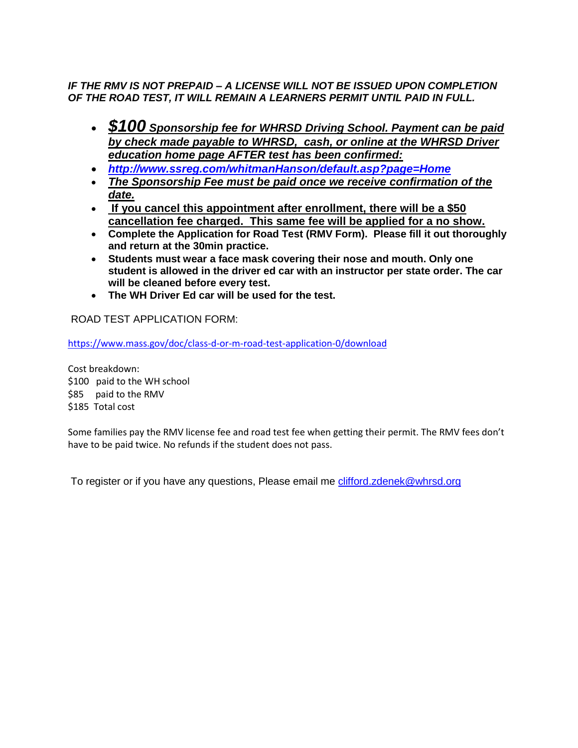***IF THE RMV IS NOT PREPAID – A LICENSE WILL NOT BE ISSUED UPON COMPLETION OF THE ROAD TEST, IT WILL REMAIN A LEARNERS PERMIT UNTIL PAID IN FULL.***

- ***$100 Sponsorship fee for WHRSD Driving School. Payment can be paid by check made payable to WHRSD, cash, or online at the WHRSD Driver education home page AFTER test has been confirmed:***
- ***http://www.ssreg.com/whitmanHanson/default.asp?page=Home***
- ***The Sponsorship Fee must be paid once we receive confirmation of the date.***
- **If you cancel this appointment after enrollment, there will be a $50 cancellation fee charged. This same fee will be applied for a no show.**
- **Complete the Application for Road Test (RMV Form). Please fill it out thoroughly and return at the 30min practice.**
- **Students must wear a face mask covering their nose and mouth. Only one student is allowed in the driver ed car with an instructor per state order. The car will be cleaned before every test.**
- **The WH Driver Ed car will be used for the test.**

ROAD TEST APPLICATION FORM:

https://www.mass.gov/doc/class-d-or-m-road-test-application-0/download

Cost breakdown:
$100 paid to the WH school
$85 paid to the RMV
$185 Total cost

Some families pay the RMV license fee and road test fee when getting their permit. The RMV fees don't have to be paid twice. No refunds if the student does not pass.

To register or if you have any questions, Please email me clifford.zdenek@whrsd.org